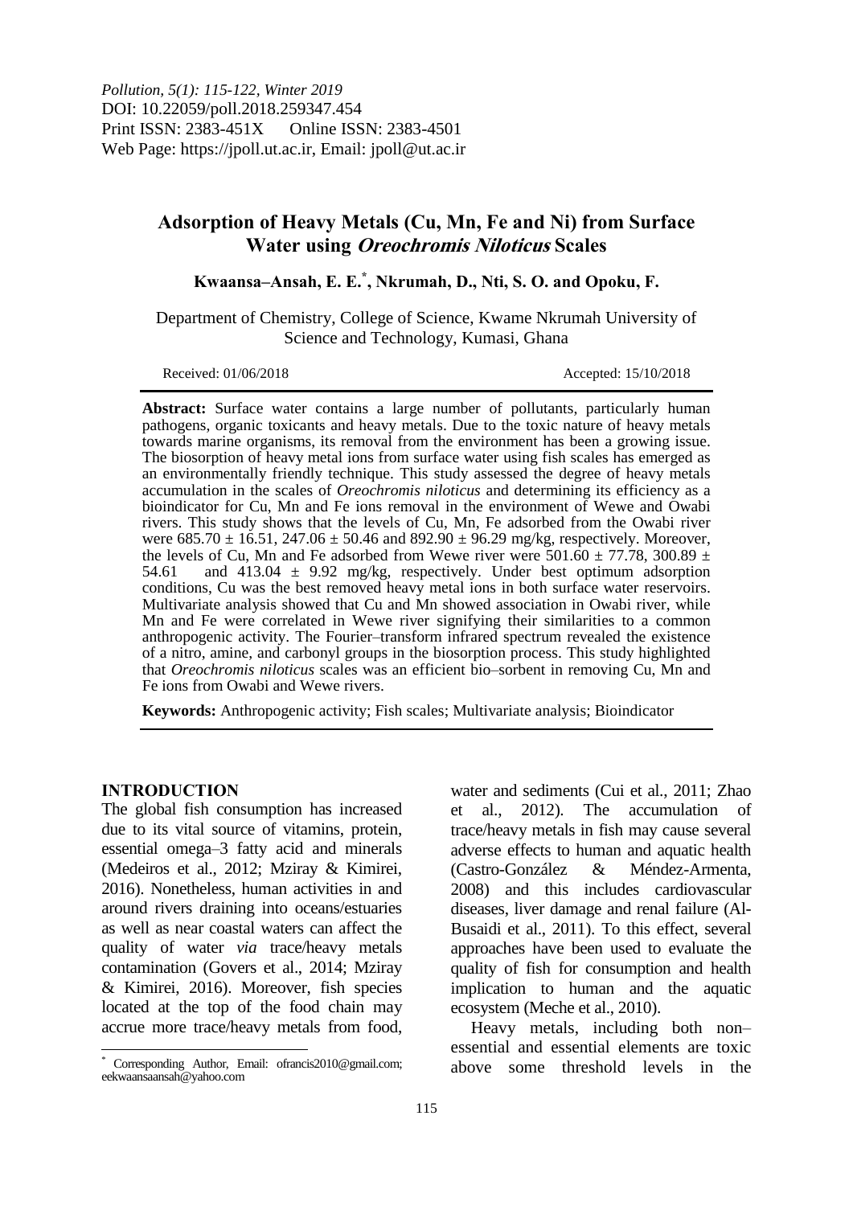Pollution, 5(1): 115-122, Winter 2019
DOI: 10.22059/poll.2018.259347.454
Print ISSN: 2383-451X Online ISSN: 2383-4501
Web Page: https://jpoll.ut.ac.ir, Email: jpoll@ut.ac.ir

# Adsorption of Heavy Metals (Cu, Mn, Fe and Ni) from Surface Water using *Oreochromis Niloticus* Scales

**Kwaansa–Ansah, E. E.[*], Nkrumah, D., Nti, S. O. and Opoku, F.**

Department of Chemistry, College of Science, Kwame Nkrumah University of Science and Technology, Kumasi, Ghana

Received: 01/06/2018 Accepted: 15/10/2018

**Abstract:** Surface water contains a large number of pollutants, particularly human pathogens, organic toxicants and heavy metals. Due to the toxic nature of heavy metals towards marine organisms, its removal from the environment has been a growing issue. The biosorption of heavy metal ions from surface water using fish scales has emerged as an environmentally friendly technique. This study assessed the degree of heavy metals accumulation in the scales of *Oreochromis niloticus* and determining its efficiency as a bioindicator for Cu, Mn and Fe ions removal in the environment of Wewe and Owabi rivers. This study shows that the levels of Cu, Mn, Fe adsorbed from the Owabi river were 685.70 ± 16.51, 247.06 ± 50.46 and 892.90 ± 96.29 mg/kg, respectively. Moreover, the levels of Cu, Mn and Fe adsorbed from Wewe river were 501.60 ± 77.78, 300.89 ± 54.61 and 413.04 ± 9.92 mg/kg, respectively. Under best optimum adsorption conditions, Cu was the best removed heavy metal ions in both surface water reservoirs. Multivariate analysis showed that Cu and Mn showed association in Owabi river, while Mn and Fe were correlated in Wewe river signifying their similarities to a common anthropogenic activity. The Fourier–transform infrared spectrum revealed the existence of a nitro, amine, and carbonyl groups in the biosorption process. This study highlighted that *Oreochromis niloticus* scales was an efficient bio–sorbent in removing Cu, Mn and Fe ions from Owabi and Wewe rivers.

**Keywords:** Anthropogenic activity; Fish scales; Multivariate analysis; Bioindicator

## INTRODUCTION

The global fish consumption has increased due to its vital source of vitamins, protein, essential omega–3 fatty acid and minerals (Medeiros et al., 2012; Mziray & Kimirei, 2016). Nonetheless, human activities in and around rivers draining into oceans/estuaries as well as near coastal waters can affect the quality of water *via* trace/heavy metals contamination (Govers et al., 2014; Mziray & Kimirei, 2016). Moreover, fish species located at the top of the food chain may accrue more trace/heavy metals from food, water and sediments (Cui et al., 2011; Zhao et al., 2012). The accumulation of trace/heavy metals in fish may cause several adverse effects to human and aquatic health (Castro-González & Méndez-Armenta, 2008) and this includes cardiovascular diseases, liver damage and renal failure (Al-Busaidi et al., 2011). To this effect, several approaches have been used to evaluate the quality of fish for consumption and health implication to human and the aquatic ecosystem (Meche et al., 2010).

Heavy metals, including both non–essential and essential elements are toxic above some threshold levels in the

[*] Corresponding Author, Email: ofrancis2010@gmail.com; eekwaansaansah@yahoo.com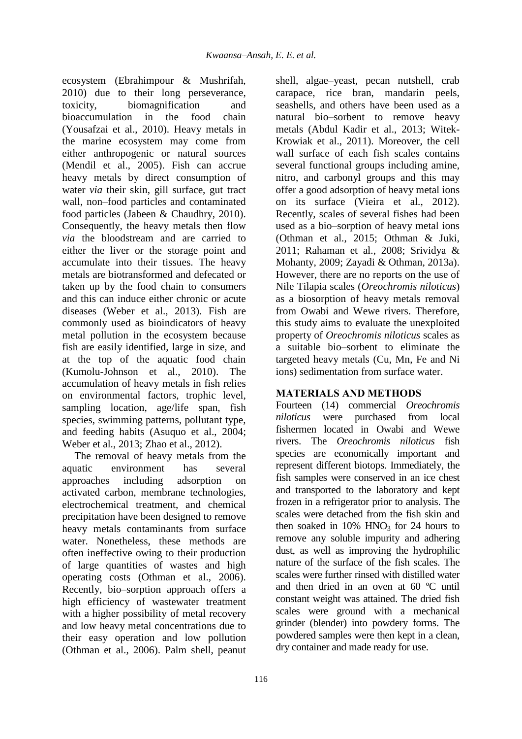ecosystem (Ebrahimpour & Mushrifah, 2010) due to their long perseverance, toxicity, biomagnification and bioaccumulation in the food chain (Yousafzai et al., 2010). Heavy metals in the marine ecosystem may come from either anthropogenic or natural sources (Mendil et al., 2005). Fish can accrue heavy metals by direct consumption of water *via* their skin, gill surface, gut tract wall, non–food particles and contaminated food particles (Jabeen & Chaudhry, 2010). Consequently, the heavy metals then flow *via* the bloodstream and are carried to either the liver or the storage point and accumulate into their tissues. The heavy metals are biotransformed and defecated or taken up by the food chain to consumers and this can induce either chronic or acute diseases (Weber et al., 2013). Fish are commonly used as bioindicators of heavy metal pollution in the ecosystem because fish are easily identified, large in size, and at the top of the aquatic food chain (Kumolu-Johnson et al., 2010). The accumulation of heavy metals in fish relies on environmental factors, trophic level, sampling location, age/life span, fish species, swimming patterns, pollutant type, and feeding habits (Asuquo et al., 2004; Weber et al., 2013; Zhao et al., 2012).

The removal of heavy metals from the aquatic environment has several approaches including adsorption on activated carbon, membrane technologies, electrochemical treatment, and chemical precipitation have been designed to remove heavy metals contaminants from surface water. Nonetheless, these methods are often ineffective owing to their production of large quantities of wastes and high operating costs (Othman et al., 2006). Recently, bio–sorption approach offers a high efficiency of wastewater treatment with a higher possibility of metal recovery and low heavy metal concentrations due to their easy operation and low pollution (Othman et al., 2006). Palm shell, peanut shell, algae–yeast, pecan nutshell, crab carapace, rice bran, mandarin peels, seashells, and others have been used as a natural bio–sorbent to remove heavy metals (Abdul Kadir et al., 2013; Witek-Krowiak et al., 2011). Moreover, the cell wall surface of each fish scales contains several functional groups including amine, nitro, and carbonyl groups and this may offer a good adsorption of heavy metal ions on its surface (Vieira et al., 2012). Recently, scales of several fishes had been used as a bio–sorption of heavy metal ions (Othman et al., 2015; Othman & Juki, 2011; Rahaman et al., 2008; Srividya & Mohanty, 2009; Zayadi & Othman, 2013a). However, there are no reports on the use of Nile Tilapia scales (*Oreochromis niloticus*) as a biosorption of heavy metals removal from Owabi and Wewe rivers. Therefore, this study aims to evaluate the unexploited property of *Oreochromis niloticus* scales as a suitable bio–sorbent to eliminate the targeted heavy metals (Cu, Mn, Fe and Ni ions) sedimentation from surface water.

## MATERIALS AND METHODS

Fourteen (14) commercial *Oreochromis niloticus* were purchased from local fishermen located in Owabi and Wewe rivers. The *Oreochromis niloticus* fish species are economically important and represent different biotops. Immediately, the fish samples were conserved in an ice chest and transported to the laboratory and kept frozen in a refrigerator prior to analysis. The scales were detached from the fish skin and then soaked in 10% $HNO_3$ for 24 hours to remove any soluble impurity and adhering dust, as well as improving the hydrophilic nature of the surface of the fish scales. The scales were further rinsed with distilled water and then dried in an oven at 60 ºC until constant weight was attained. The dried fish scales were ground with a mechanical grinder (blender) into powdery forms. The powdered samples were then kept in a clean, dry container and made ready for use.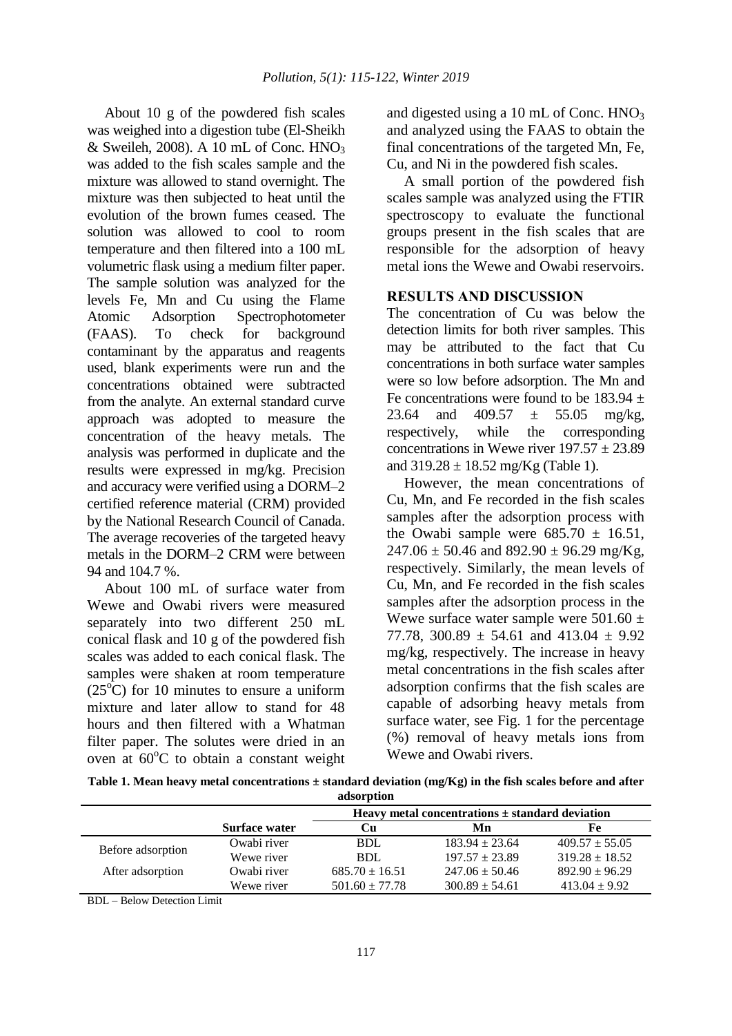About 10 g of the powdered fish scales was weighed into a digestion tube (El-Sheikh & Sweileh, 2008). A 10 mL of Conc. $HNO_3$ was added to the fish scales sample and the mixture was allowed to stand overnight. The mixture was then subjected to heat until the evolution of the brown fumes ceased. The solution was allowed to cool to room temperature and then filtered into a 100 mL volumetric flask using a medium filter paper. The sample solution was analyzed for the levels Fe, Mn and Cu using the Flame Atomic Adsorption Spectrophotometer (FAAS). To check for background contaminant by the apparatus and reagents used, blank experiments were run and the concentrations obtained were subtracted from the analyte. An external standard curve approach was adopted to measure the concentration of the heavy metals. The analysis was performed in duplicate and the results were expressed in mg/kg. Precision and accuracy were verified using a DORM–2 certified reference material (CRM) provided by the National Research Council of Canada. The average recoveries of the targeted heavy metals in the DORM–2 CRM were between 94 and 104.7 %.

About 100 mL of surface water from Wewe and Owabi rivers were measured separately into two different 250 mL conical flask and 10 g of the powdered fish scales was added to each conical flask. The samples were shaken at room temperature (25°C) for 10 minutes to ensure a uniform mixture and later allow to stand for 48 hours and then filtered with a Whatman filter paper. The solutes were dried in an oven at 60°C to obtain a constant weight and digested using a 10 mL of Conc. $HNO_3$ and analyzed using the FAAS to obtain the final concentrations of the targeted Mn, Fe, Cu, and Ni in the powdered fish scales.

A small portion of the powdered fish scales sample was analyzed using the FTIR spectroscopy to evaluate the functional groups present in the fish scales that are responsible for the adsorption of heavy metal ions the Wewe and Owabi reservoirs.

## RESULTS AND DISCUSSION

The concentration of Cu was below the detection limits for both river samples. This may be attributed to the fact that Cu concentrations in both surface water samples were so low before adsorption. The Mn and Fe concentrations were found to be 183.94 ± 23.64 and 409.57 ± 55.05 mg/kg, respectively, while the corresponding concentrations in Wewe river 197.57 ± 23.89 and 319.28 ± 18.52 mg/Kg (Table 1).

However, the mean concentrations of Cu, Mn, and Fe recorded in the fish scales samples after the adsorption process with the Owabi sample were 685.70 ± 16.51, 247.06 ± 50.46 and 892.90 ± 96.29 mg/Kg, respectively. Similarly, the mean levels of Cu, Mn, and Fe recorded in the fish scales samples after the adsorption process in the Wewe surface water sample were 501.60 ± 77.78, 300.89 ± 54.61 and 413.04 ± 9.92 mg/kg, respectively. The increase in heavy metal concentrations in the fish scales after adsorption confirms that the fish scales are capable of adsorbing heavy metals from surface water, see Fig. 1 for the percentage (%) removal of heavy metals ions from Wewe and Owabi rivers.

**Table 1. Mean heavy metal concentrations ± standard deviation (mg/Kg) in the fish scales before and after adsorption**

| | | Heavy metal concentrations ± standard deviation | | |
|---|---|---|---|---|
| | **Surface water** | **Cu** | **Mn** | **Fe** |
| Before adsorption | Owabi river | BDL | 183.94 ± 23.64 | 409.57 ± 55.05 |
| | Wewe river | BDL | 197.57 ± 23.89 | 319.28 ± 18.52 |
| After adsorption | Owabi river | 685.70 ± 16.51 | 247.06 ± 50.46 | 892.90 ± 96.29 |
| | Wewe river | 501.60 ± 77.78 | 300.89 ± 54.61 | 413.04 ± 9.92 |

BDL – Below Detection Limit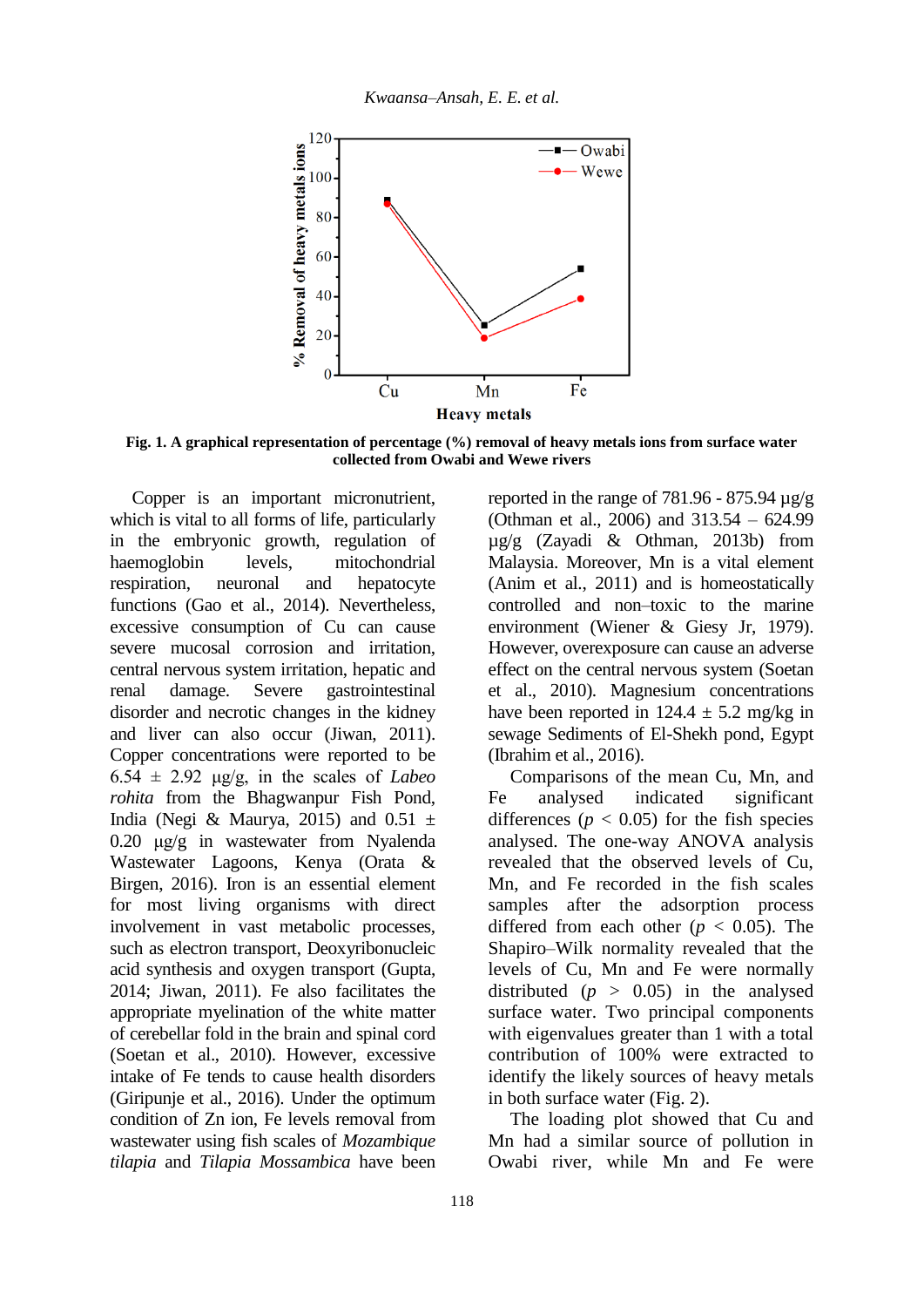**Fig. 1. A graphical representation of percentage (%) removal of heavy metals ions from surface water collected from Owabi and Wewe rivers**

Copper is an important micronutrient, which is vital to all forms of life, particularly in the embryonic growth, regulation of haemoglobin levels, mitochondrial respiration, neuronal and hepatocyte functions (Gao et al., 2014). Nevertheless, excessive consumption of Cu can cause severe mucosal corrosion and irritation, central nervous system irritation, hepatic and renal damage. Severe gastrointestinal disorder and necrotic changes in the kidney and liver can also occur (Jiwan, 2011). Copper concentrations were reported to be 6.54 ± 2.92 µg/g, in the scales of *Labeo rohita* from the Bhagwanpur Fish Pond, India (Negi & Maurya, 2015) and 0.51 ± 0.20 µg/g in wastewater from Nyalenda Wastewater Lagoons, Kenya (Orata & Birgen, 2016). Iron is an essential element for most living organisms with direct involvement in vast metabolic processes, such as electron transport, Deoxyribonucleic acid synthesis and oxygen transport (Gupta, 2014; Jiwan, 2011). Fe also facilitates the appropriate myelination of the white matter of cerebellar fold in the brain and spinal cord (Soetan et al., 2010). However, excessive intake of Fe tends to cause health disorders (Giripunje et al., 2016). Under the optimum condition of Zn ion, Fe levels removal from wastewater using fish scales of *Mozambique tilapia* and *Tilapia Mossambica* have been reported in the range of 781.96 - 875.94 µg/g (Othman et al., 2006) and 313.54 – 624.99 µg/g (Zayadi & Othman, 2013b) from Malaysia. Moreover, Mn is a vital element (Anim et al., 2011) and is homeostatically controlled and non–toxic to the marine environment (Wiener & Giesy Jr, 1979). However, overexposure can cause an adverse effect on the central nervous system (Soetan et al., 2010). Magnesium concentrations have been reported in 124.4 ± 5.2 mg/kg in sewage Sediments of El-Shekh pond, Egypt (Ibrahim et al., 2016).

Comparisons of the mean Cu, Mn, and Fe analysed indicated significant differences ($p < 0.05$) for the fish species analysed. The one-way ANOVA analysis revealed that the observed levels of Cu, Mn, and Fe recorded in the fish scales samples after the adsorption process differed from each other ($p < 0.05$). The Shapiro–Wilk normality revealed that the levels of Cu, Mn and Fe were normally distributed ($p > 0.05$) in the analysed surface water. Two principal components with eigenvalues greater than 1 with a total contribution of 100% were extracted to identify the likely sources of heavy metals in both surface water (Fig. 2).

The loading plot showed that Cu and Mn had a similar source of pollution in Owabi river, while Mn and Fe were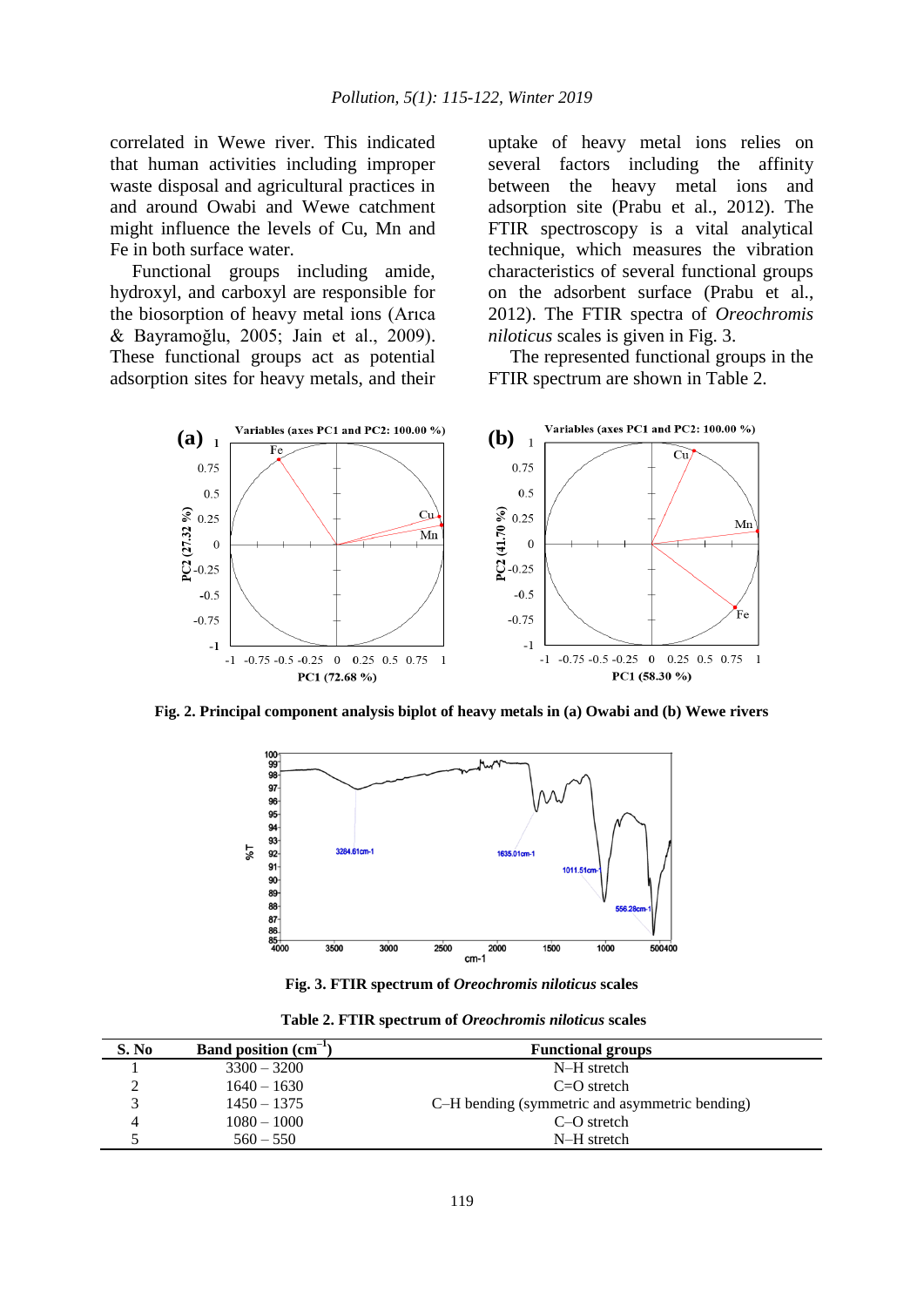correlated in Wewe river. This indicated that human activities including improper waste disposal and agricultural practices in and around Owabi and Wewe catchment might influence the levels of Cu, Mn and Fe in both surface water.

Functional groups including amide, hydroxyl, and carboxyl are responsible for the biosorption of heavy metal ions (Arıca & Bayramoğlu, 2005; Jain et al., 2009). These functional groups act as potential adsorption sites for heavy metals, and their uptake of heavy metal ions relies on several factors including the affinity between the heavy metal ions and adsorption site (Prabu et al., 2012). The FTIR spectroscopy is a vital analytical technique, which measures the vibration characteristics of several functional groups on the adsorbent surface (Prabu et al., 2012). The FTIR spectra of *Oreochromis niloticus* scales is given in Fig. 3.

The represented functional groups in the FTIR spectrum are shown in Table 2.

**Fig. 2. Principal component analysis biplot of heavy metals in (a) Owabi and (b) Wewe rivers**

**Fig. 3. FTIR spectrum of *Oreochromis niloticus* scales**

**Table 2. FTIR spectrum of *Oreochromis niloticus* scales**

| S. No | Band position ($cm^{-1}$) | Functional groups |
|---|---|---|
| 1 | 3300 – 3200 | N–H stretch |
| 2 | 1640 – 1630 | C=O stretch |
| 3 | 1450 – 1375 | C–H bending (symmetric and asymmetric bending) |
| 4 | 1080 – 1000 | C–O stretch |
| 5 | 560 – 550 | N–H stretch |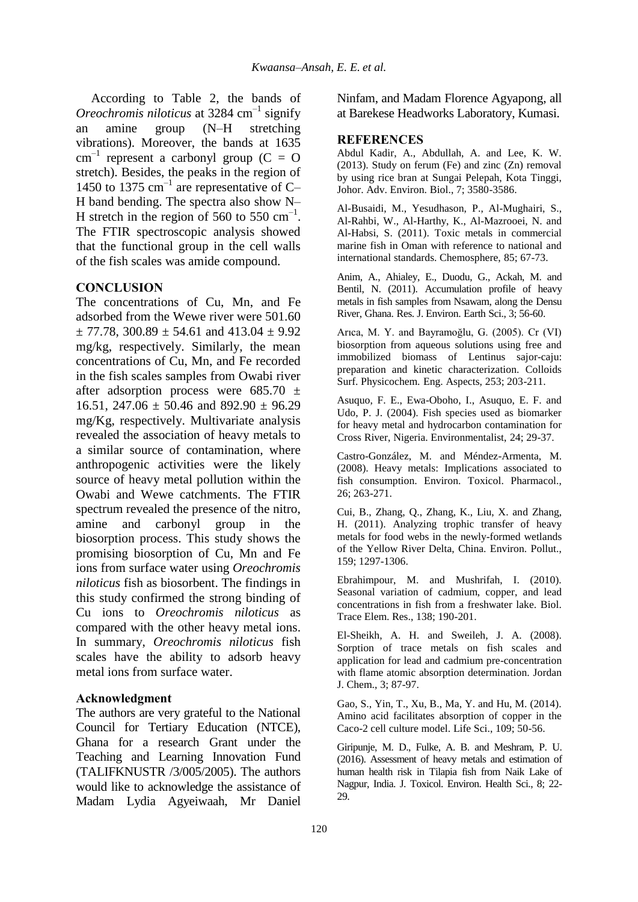According to Table 2, the bands of *Oreochromis niloticus* at 3284 $cm^{-1}$ signify an amine group (N–H stretching vibrations). Moreover, the bands at 1635 $cm^{-1}$ represent a carbonyl group (C = O stretch). Besides, the peaks in the region of 1450 to 1375 $cm^{-1}$ are representative of C–H band bending. The spectra also show N–H stretch in the region of 560 to 550 $cm^{-1}$. The FTIR spectroscopic analysis showed that the functional group in the cell walls of the fish scales was amide compound.

## CONCLUSION

The concentrations of Cu, Mn, and Fe adsorbed from the Wewe river were 501.60 $\pm$ 77.78, 300.89 $\pm$ 54.61 and 413.04 $\pm$ 9.92 mg/kg, respectively. Similarly, the mean concentrations of Cu, Mn, and Fe recorded in the fish scales samples from Owabi river after adsorption process were 685.70 $\pm$ 16.51, 247.06 $\pm$ 50.46 and 892.90 $\pm$ 96.29 mg/Kg, respectively. Multivariate analysis revealed the association of heavy metals to a similar source of contamination, where anthropogenic activities were the likely source of heavy metal pollution within the Owabi and Wewe catchments. The FTIR spectrum revealed the presence of the nitro, amine and carbonyl group in the biosorption process. This study shows the promising biosorption of Cu, Mn and Fe ions from surface water using *Oreochromis niloticus* fish as biosorbent. The findings in this study confirmed the strong binding of Cu ions to *Oreochromis niloticus* as compared with the other heavy metal ions. In summary, *Oreochromis niloticus* fish scales have the ability to adsorb heavy metal ions from surface water.

### Acknowledgment

The authors are very grateful to the National Council for Tertiary Education (NTCE), Ghana for a research Grant under the Teaching and Learning Innovation Fund (TALIFKNUSTR /3/005/2005). The authors would like to acknowledge the assistance of Madam Lydia Agyeiwaah, Mr Daniel Ninfam, and Madam Florence Agyapong, all at Barekese Headworks Laboratory, Kumasi.

## REFERENCES

Abdul Kadir, A., Abdullah, A. and Lee, K. W. (2013). Study on ferum (Fe) and zinc (Zn) removal by using rice bran at Sungai Pelepah, Kota Tinggi, Johor. Adv. Environ. Biol., 7; 3580-3586.

Al-Busaidi, M., Yesudhason, P., Al-Mughairi, S., Al-Rahbi, W., Al-Harthy, K., Al-Mazrooei, N. and Al-Habsi, S. (2011). Toxic metals in commercial marine fish in Oman with reference to national and international standards. Chemosphere, 85; 67-73.

Anim, A., Ahialey, E., Duodu, G., Ackah, M. and Bentil, N. (2011). Accumulation profile of heavy metals in fish samples from Nsawam, along the Densu River, Ghana. Res. J. Environ. Earth Sci., 3; 56-60.

Arıca, M. Y. and Bayramoğlu, G. (2005). Cr (VI) biosorption from aqueous solutions using free and immobilized biomass of Lentinus sajor-caju: preparation and kinetic characterization. Colloids Surf. Physicochem. Eng. Aspects, 253; 203-211.

Asuquo, F. E., Ewa-Oboho, I., Asuquo, E. F. and Udo, P. J. (2004). Fish species used as biomarker for heavy metal and hydrocarbon contamination for Cross River, Nigeria. Environmentalist, 24; 29-37.

Castro-González, M. and Méndez-Armenta, M. (2008). Heavy metals: Implications associated to fish consumption. Environ. Toxicol. Pharmacol., 26; 263-271.

Cui, B., Zhang, Q., Zhang, K., Liu, X. and Zhang, H. (2011). Analyzing trophic transfer of heavy metals for food webs in the newly-formed wetlands of the Yellow River Delta, China. Environ. Pollut., 159; 1297-1306.

Ebrahimpour, M. and Mushrifah, I. (2010). Seasonal variation of cadmium, copper, and lead concentrations in fish from a freshwater lake. Biol. Trace Elem. Res., 138; 190-201.

El-Sheikh, A. H. and Sweileh, J. A. (2008). Sorption of trace metals on fish scales and application for lead and cadmium pre-concentration with flame atomic absorption determination. Jordan J. Chem., 3; 87-97.

Gao, S., Yin, T., Xu, B., Ma, Y. and Hu, M. (2014). Amino acid facilitates absorption of copper in the Caco-2 cell culture model. Life Sci., 109; 50-56.

Giripunje, M. D., Fulke, A. B. and Meshram, P. U. (2016). Assessment of heavy metals and estimation of human health risk in Tilapia fish from Naik Lake of Nagpur, India. J. Toxicol. Environ. Health Sci., 8; 22-29.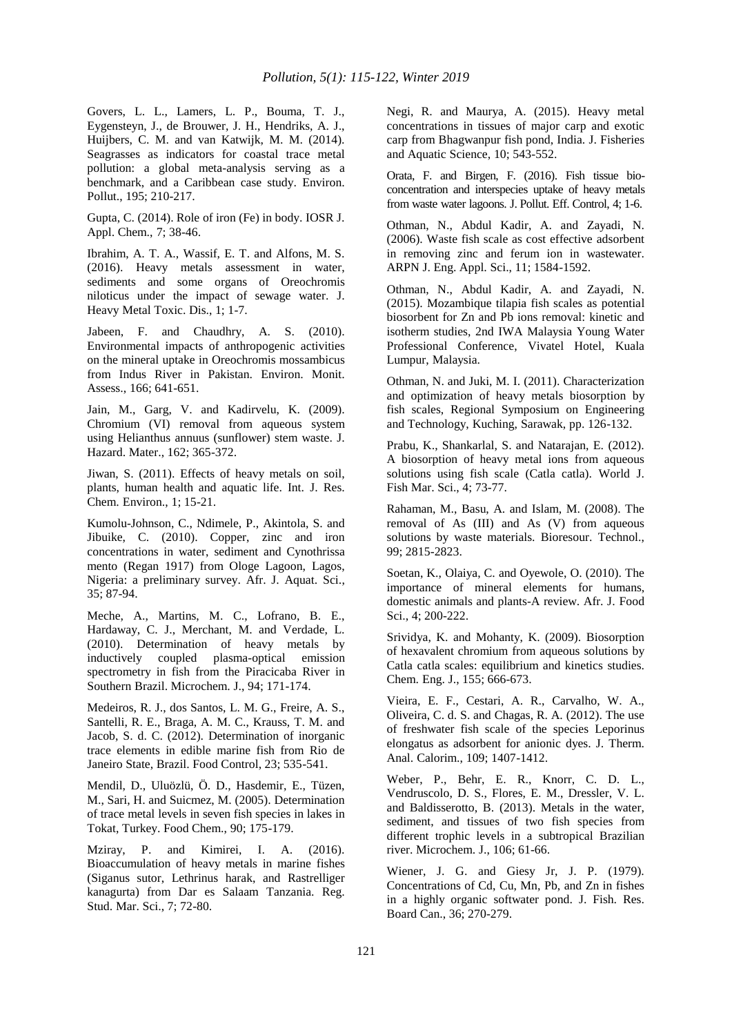Govers, L. L., Lamers, L. P., Bouma, T. J., Eygensteyn, J., de Brouwer, J. H., Hendriks, A. J., Huijbers, C. M. and van Katwijk, M. M. (2014). Seagrasses as indicators for coastal trace metal pollution: a global meta-analysis serving as a benchmark, and a Caribbean case study. Environ. Pollut., 195; 210-217.

Gupta, C. (2014). Role of iron (Fe) in body. IOSR J. Appl. Chem., 7; 38-46.

Ibrahim, A. T. A., Wassif, E. T. and Alfons, M. S. (2016). Heavy metals assessment in water, sediments and some organs of Oreochromis niloticus under the impact of sewage water. J. Heavy Metal Toxic. Dis., 1; 1-7.

Jabeen, F. and Chaudhry, A. S. (2010). Environmental impacts of anthropogenic activities on the mineral uptake in Oreochromis mossambicus from Indus River in Pakistan. Environ. Monit. Assess., 166; 641-651.

Jain, M., Garg, V. and Kadirvelu, K. (2009). Chromium (VI) removal from aqueous system using Helianthus annuus (sunflower) stem waste. J. Hazard. Mater., 162; 365-372.

Jiwan, S. (2011). Effects of heavy metals on soil, plants, human health and aquatic life. Int. J. Res. Chem. Environ., 1; 15-21.

Kumolu-Johnson, C., Ndimele, P., Akintola, S. and Jibuike, C. (2010). Copper, zinc and iron concentrations in water, sediment and Cynothrissa mento (Regan 1917) from Ologe Lagoon, Lagos, Nigeria: a preliminary survey. Afr. J. Aquat. Sci., 35; 87-94.

Meche, A., Martins, M. C., Lofrano, B. E., Hardaway, C. J., Merchant, M. and Verdade, L. (2010). Determination of heavy metals by inductively coupled plasma-optical emission spectrometry in fish from the Piracicaba River in Southern Brazil. Microchem. J., 94; 171-174.

Medeiros, R. J., dos Santos, L. M. G., Freire, A. S., Santelli, R. E., Braga, A. M. C., Krauss, T. M. and Jacob, S. d. C. (2012). Determination of inorganic trace elements in edible marine fish from Rio de Janeiro State, Brazil. Food Control, 23; 535-541.

Mendil, D., Uluözlü, Ö. D., Hasdemir, E., Tüzen, M., Sari, H. and Suicmez, M. (2005). Determination of trace metal levels in seven fish species in lakes in Tokat, Turkey. Food Chem., 90; 175-179.

Mziray, P. and Kimirei, I. A. (2016). Bioaccumulation of heavy metals in marine fishes (Siganus sutor, Lethrinus harak, and Rastrelliger kanagurta) from Dar es Salaam Tanzania. Reg. Stud. Mar. Sci., 7; 72-80.

Negi, R. and Maurya, A. (2015). Heavy metal concentrations in tissues of major carp and exotic carp from Bhagwanpur fish pond, India. J. Fisheries and Aquatic Science, 10; 543-552.

Orata, F. and Birgen, F. (2016). Fish tissue bio-concentration and interspecies uptake of heavy metals from waste water lagoons. J. Pollut. Eff. Control, 4; 1-6.

Othman, N., Abdul Kadir, A. and Zayadi, N. (2006). Waste fish scale as cost effective adsorbent in removing zinc and ferum ion in wastewater. ARPN J. Eng. Appl. Sci., 11; 1584-1592.

Othman, N., Abdul Kadir, A. and Zayadi, N. (2015). Mozambique tilapia fish scales as potential biosorbent for Zn and Pb ions removal: kinetic and isotherm studies, 2nd IWA Malaysia Young Water Professional Conference, Vivatel Hotel, Kuala Lumpur, Malaysia.

Othman, N. and Juki, M. I. (2011). Characterization and optimization of heavy metals biosorption by fish scales, Regional Symposium on Engineering and Technology, Kuching, Sarawak, pp. 126-132.

Prabu, K., Shankarlal, S. and Natarajan, E. (2012). A biosorption of heavy metal ions from aqueous solutions using fish scale (Catla catla). World J. Fish Mar. Sci., 4; 73-77.

Rahaman, M., Basu, A. and Islam, M. (2008). The removal of As (III) and As (V) from aqueous solutions by waste materials. Bioresour. Technol., 99; 2815-2823.

Soetan, K., Olaiya, C. and Oyewole, O. (2010). The importance of mineral elements for humans, domestic animals and plants-A review. Afr. J. Food Sci., 4; 200-222.

Srividya, K. and Mohanty, K. (2009). Biosorption of hexavalent chromium from aqueous solutions by Catla catla scales: equilibrium and kinetics studies. Chem. Eng. J., 155; 666-673.

Vieira, E. F., Cestari, A. R., Carvalho, W. A., Oliveira, C. d. S. and Chagas, R. A. (2012). The use of freshwater fish scale of the species Leporinus elongatus as adsorbent for anionic dyes. J. Therm. Anal. Calorim., 109; 1407-1412.

Weber, P., Behr, E. R., Knorr, C. D. L., Vendruscolo, D. S., Flores, E. M., Dressler, V. L. and Baldisserotto, B. (2013). Metals in the water, sediment, and tissues of two fish species from different trophic levels in a subtropical Brazilian river. Microchem. J., 106; 61-66.

Wiener, J. G. and Giesy Jr, J. P. (1979). Concentrations of Cd, Cu, Mn, Pb, and Zn in fishes in a highly organic softwater pond. J. Fish. Res. Board Can., 36; 270-279.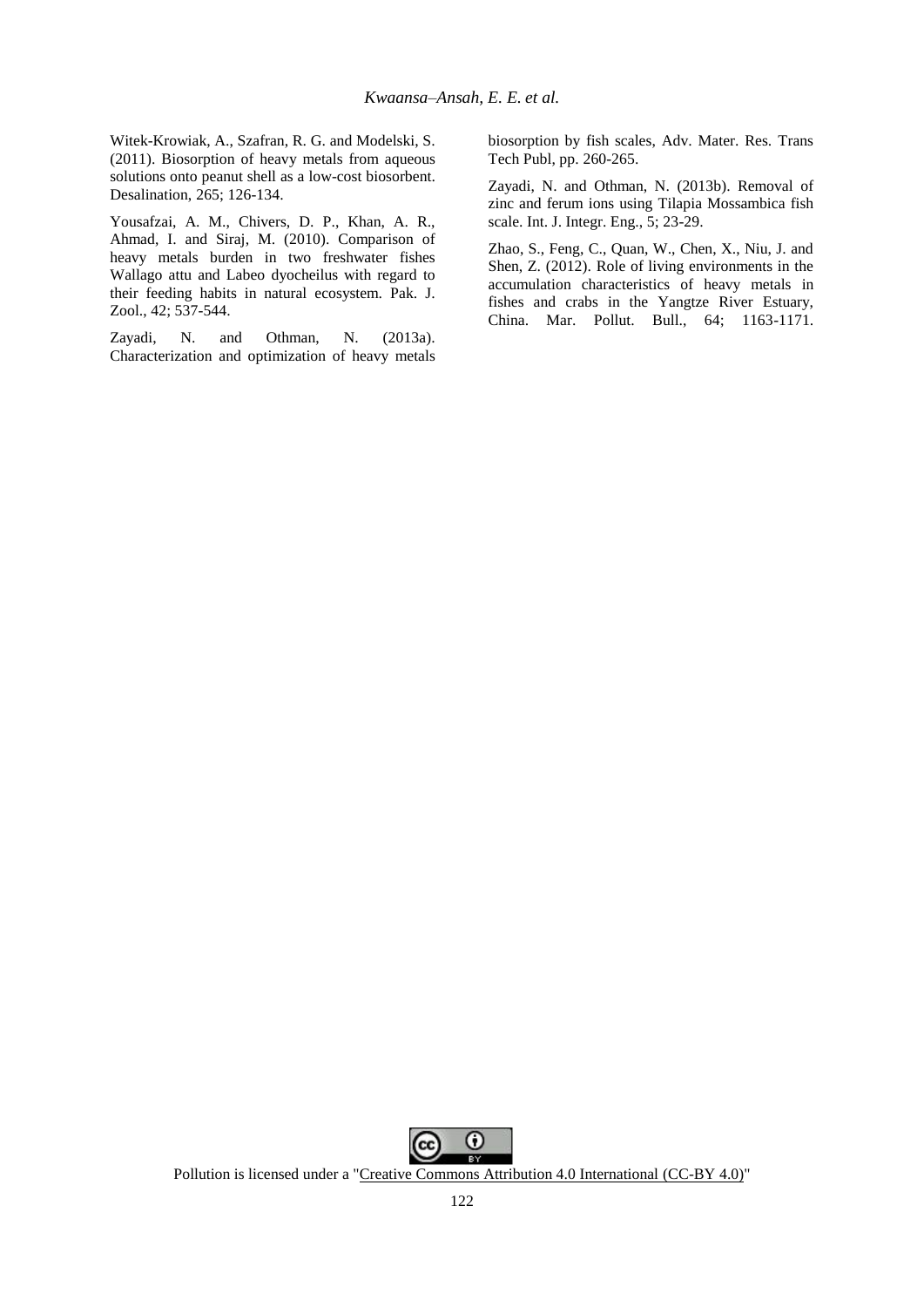Witek-Krowiak, A., Szafran, R. G. and Modelski, S. (2011). Biosorption of heavy metals from aqueous solutions onto peanut shell as a low-cost biosorbent. Desalination, 265; 126-134.

Yousafzai, A. M., Chivers, D. P., Khan, A. R., Ahmad, I. and Siraj, M. (2010). Comparison of heavy metals burden in two freshwater fishes Wallago attu and Labeo dyocheilus with regard to their feeding habits in natural ecosystem. Pak. J. Zool., 42; 537-544.

Zayadi, N. and Othman, N. (2013a). Characterization and optimization of heavy metals biosorption by fish scales, Adv. Mater. Res. Trans Tech Publ, pp. 260-265.

Zayadi, N. and Othman, N. (2013b). Removal of zinc and ferum ions using Tilapia Mossambica fish scale. Int. J. Integr. Eng., 5; 23-29.

Zhao, S., Feng, C., Quan, W., Chen, X., Niu, J. and Shen, Z. (2012). Role of living environments in the accumulation characteristics of heavy metals in fishes and crabs in the Yangtze River Estuary, China. Mar. Pollut. Bull., 64; 1163-1171.

Pollution is licensed under a "Creative Commons Attribution 4.0 International (CC-BY 4.0)"